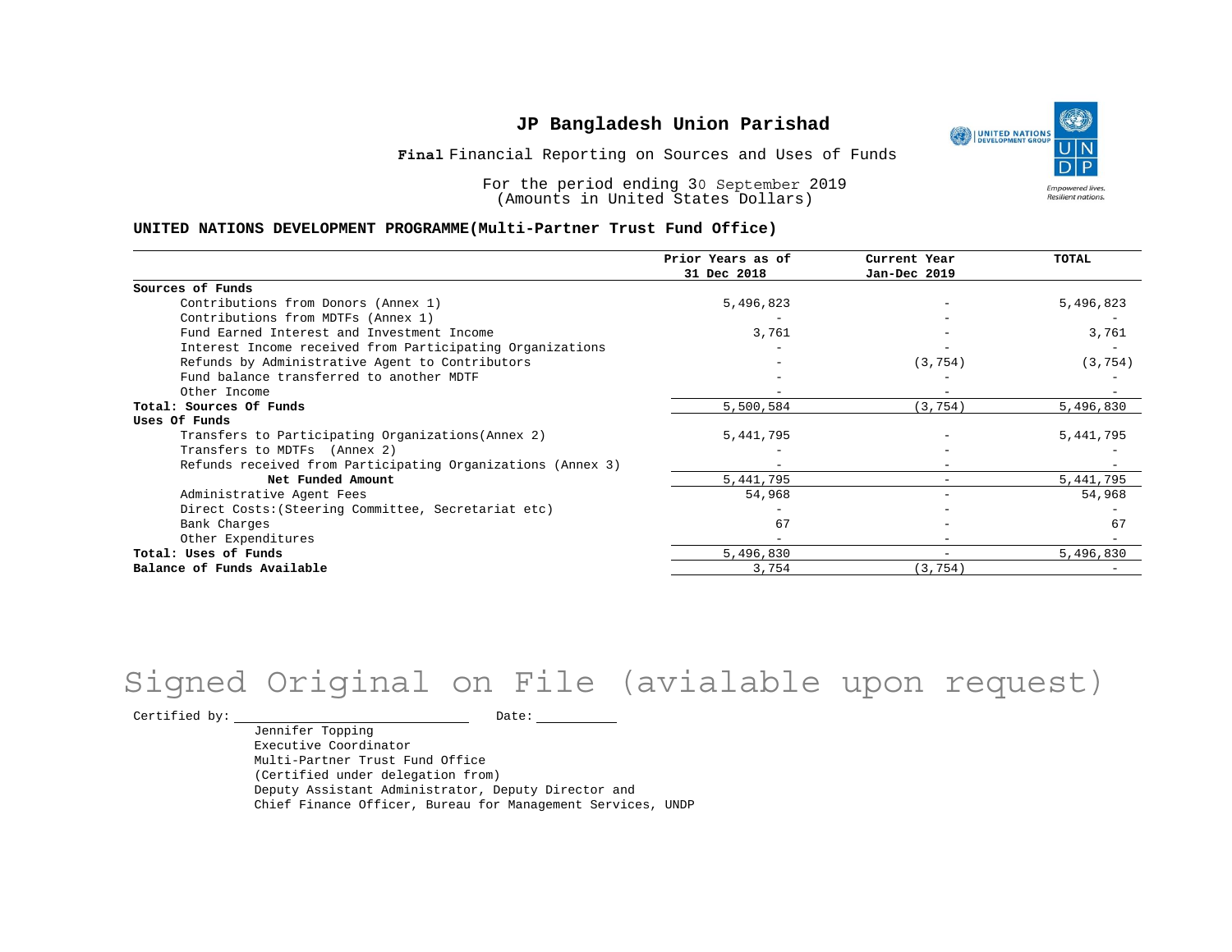# JP Bangladesh Union Parishad

**Final** Financial Reporting on Sources and Uses of Funds

For the period ending 30 September 2019
(Amounts in United States Dollars)

**UNITED NATIONS DEVELOPMENT PROGRAMME(Multi-Partner Trust Fund Office)**

| | Prior Years as of 31 Dec 2018 | Current Year Jan-Dec 2019 | TOTAL |
|---|---|---|---|
| **Sources of Funds** | | | |
| Contributions from Donors (Annex 1) | 5,496,823 | - | 5,496,823 |
| Contributions from MDTFs (Annex 1) | - | - | - |
| Fund Earned Interest and Investment Income | 3,761 | - | 3,761 |
| Interest Income received from Participating Organizations | - | - | - |
| Refunds by Administrative Agent to Contributors | - | (3,754) | (3,754) |
| Fund balance transferred to another MDTF | - | - | - |
| Other Income | - | - | - |
| **Total: Sources Of Funds** | 5,500,584 | (3,754) | 5,496,830 |
| **Uses Of Funds** | | | |
| Transfers to Participating Organizations(Annex 2) | 5,441,795 | - | 5,441,795 |
| Transfers to MDTFs (Annex 2) | - | - | - |
| Refunds received from Participating Organizations (Annex 3) | - | - | - |
| **Net Funded Amount** | 5,441,795 | - | 5,441,795 |
| Administrative Agent Fees | 54,968 | - | 54,968 |
| Direct Costs:(Steering Committee, Secretariat etc) | - | - | - |
| Bank Charges | 67 | - | 67 |
| Other Expenditures | - | - | - |
| **Total: Uses of Funds** | 5,496,830 | - | 5,496,830 |
| **Balance of Funds Available** | 3,754 | (3,754) | - |

Signed Original on File (avialable upon request)

Certified by: \_\_\_\_\_\_\_\_\_\_\_\_\_\_\_\_\_\_\_\_ Date: \_\_\_\_\_\_\_\_\_\_

Jennifer Topping
Executive Coordinator
Multi-Partner Trust Fund Office
(Certified under delegation from)
Deputy Assistant Administrator, Deputy Director and
Chief Finance Officer, Bureau for Management Services, UNDP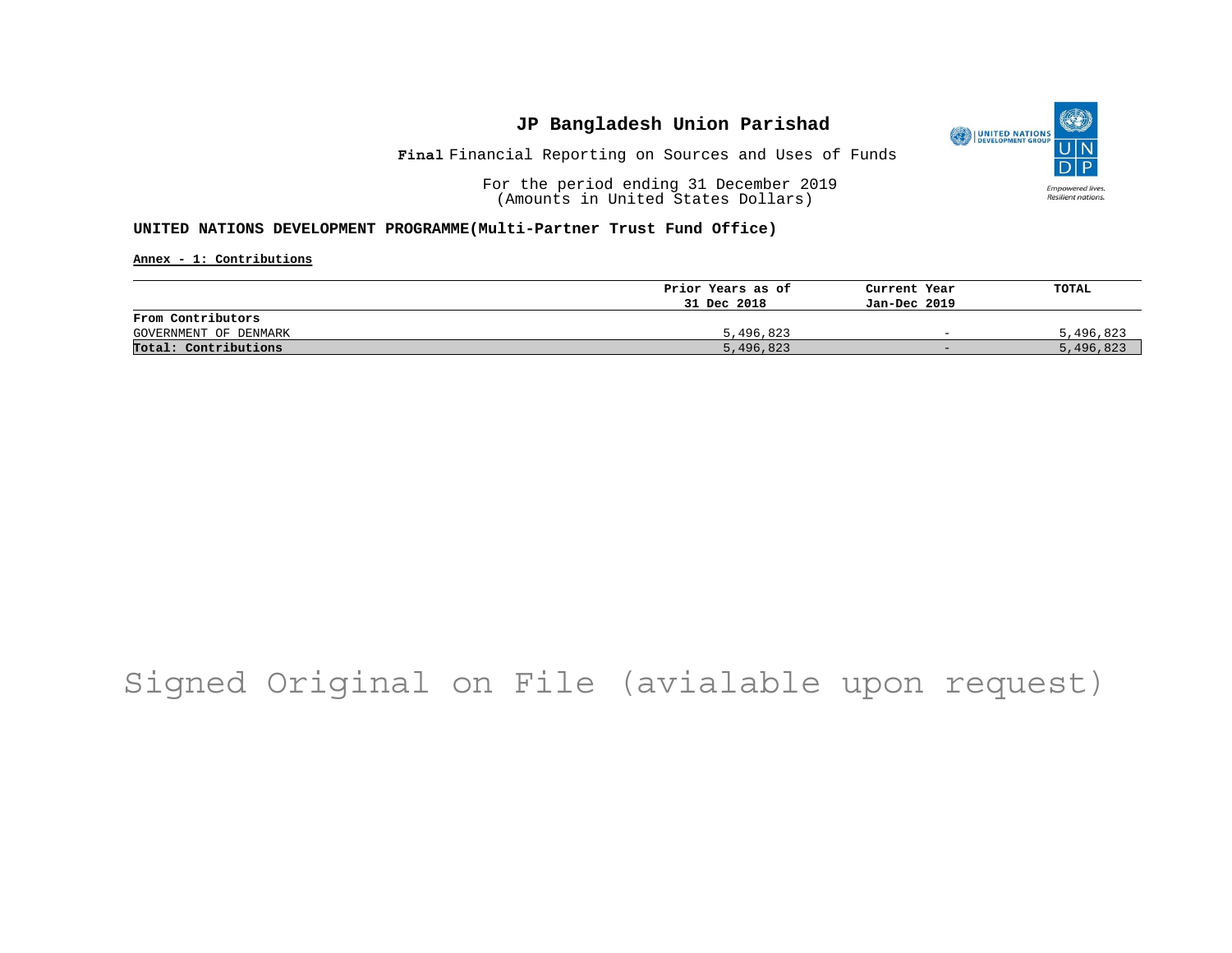# JP Bangladesh Union Parishad

**Final** Financial Reporting on Sources and Uses of Funds

For the period ending 31 December 2019
(Amounts in United States Dollars)

**UNITED NATIONS DEVELOPMENT PROGRAMME(Multi-Partner Trust Fund Office)**

**Annex - 1: Contributions**

| | Prior Years as of 31 Dec 2018 | Current Year Jan-Dec 2019 | TOTAL |
|---|---|---|---|
| **From Contributors** | | | |
| GOVERNMENT OF DENMARK | 5,496,823 | - | 5,496,823 |
| **Total: Contributions** | 5,496,823 | - | 5,496,823 |

Signed Original on File (avialable upon request)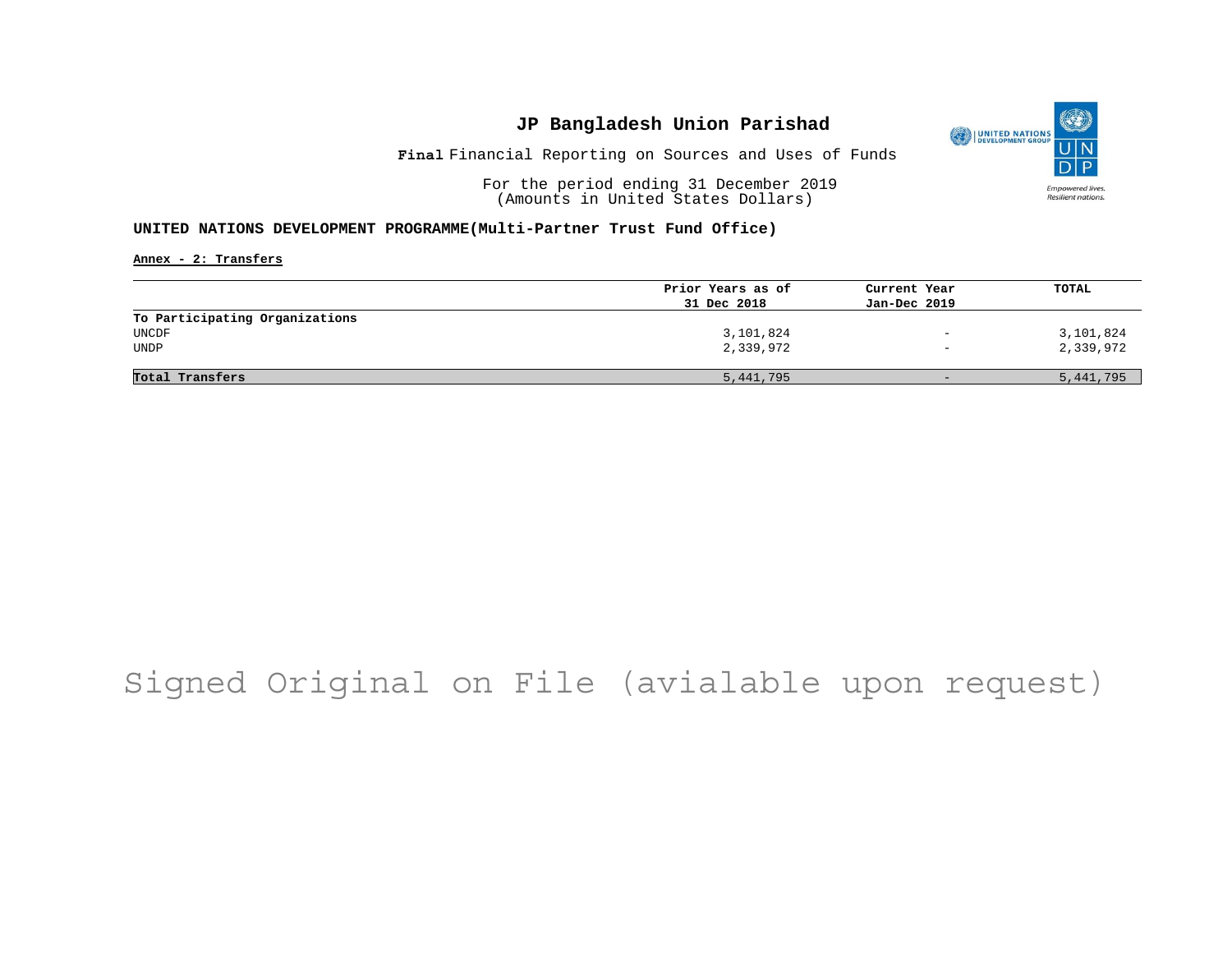# JP Bangladesh Union Parishad

**Final** Financial Reporting on Sources and Uses of Funds

For the period ending 31 December 2019
(Amounts in United States Dollars)

**UNITED NATIONS DEVELOPMENT PROGRAMME(Multi-Partner Trust Fund Office)**

**Annex - 2: Transfers**

| | Prior Years as of 31 Dec 2018 | Current Year Jan-Dec 2019 | TOTAL |
|---|---|---|---|
| **To Participating Organizations** | | | |
| UNCDF | 3,101,824 | - | 3,101,824 |
| UNDP | 2,339,972 | - | 2,339,972 |
| **Total Transfers** | 5,441,795 | - | 5,441,795 |

Signed Original on File (avialable upon request)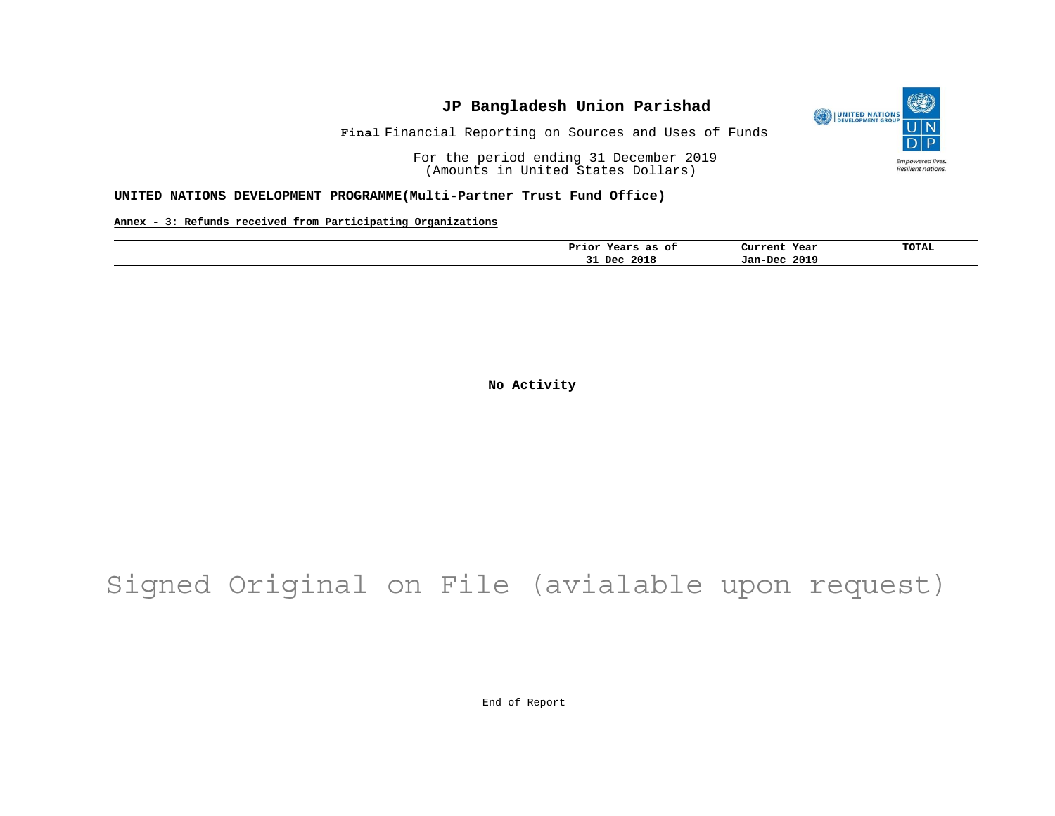# JP Bangladesh Union Parishad

**Final** Financial Reporting on Sources and Uses of Funds

For the period ending 31 December 2019
(Amounts in United States Dollars)

**UNITED NATIONS DEVELOPMENT PROGRAMME(Multi-Partner Trust Fund Office)**

**Annex - 3: Refunds received from Participating Organizations**

| | Prior Years as of 31 Dec 2018 | Current Year Jan-Dec 2019 | TOTAL |
|---|---|---|---|

**No Activity**

Signed Original on File (avialable upon request)

End of Report